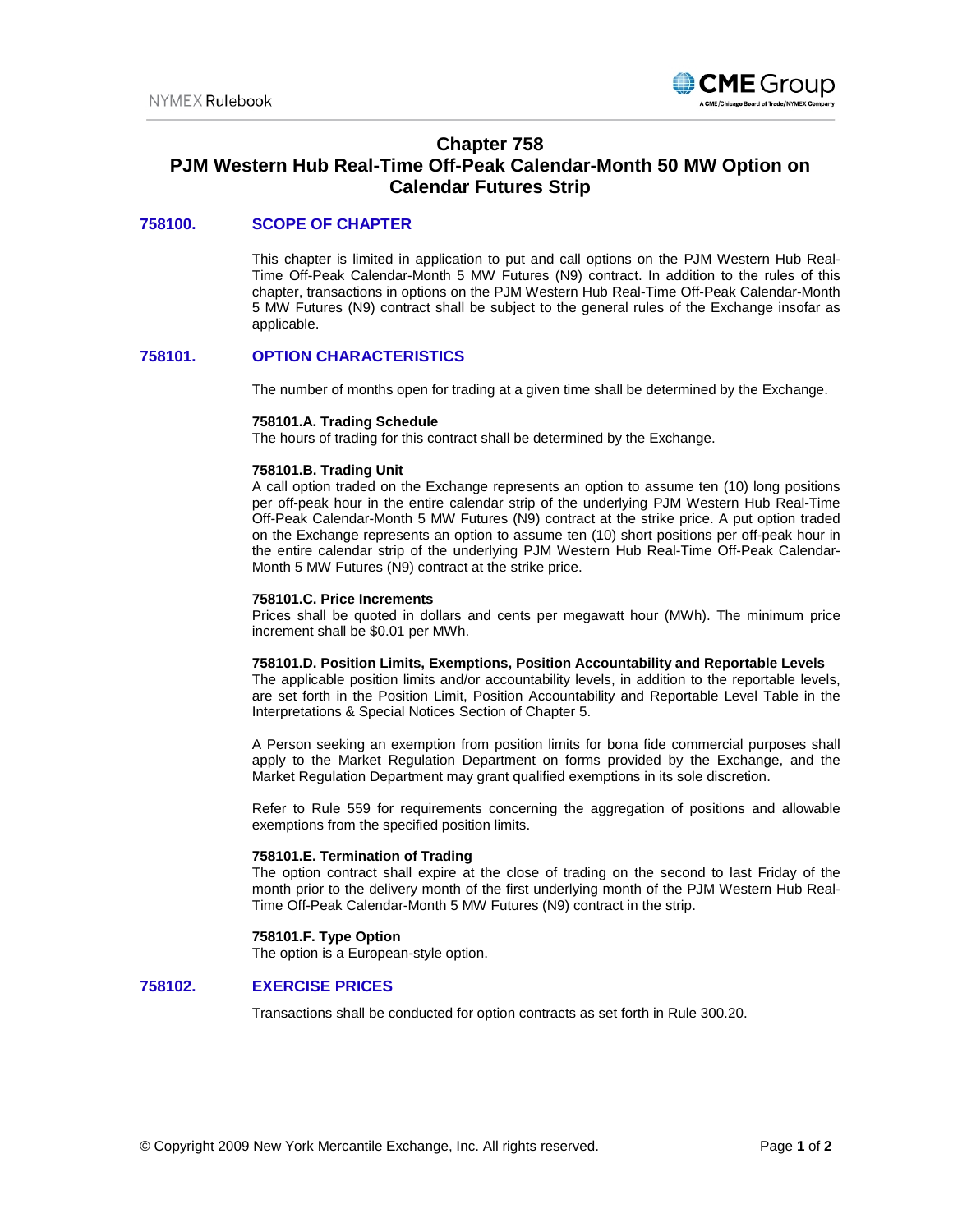# Chapter 758
# PJM Western Hub Real-Time Off-Peak Calendar-Month 50 MW Option on Calendar Futures Strip

## 758100. SCOPE OF CHAPTER

This chapter is limited in application to put and call options on the PJM Western Hub Real-Time Off-Peak Calendar-Month 5 MW Futures (N9) contract. In addition to the rules of this chapter, transactions in options on the PJM Western Hub Real-Time Off-Peak Calendar-Month 5 MW Futures (N9) contract shall be subject to the general rules of the Exchange insofar as applicable.

## 758101. OPTION CHARACTERISTICS

The number of months open for trading at a given time shall be determined by the Exchange.

**758101.A. Trading Schedule**
The hours of trading for this contract shall be determined by the Exchange.

**758101.B. Trading Unit**
A call option traded on the Exchange represents an option to assume ten (10) long positions per off-peak hour in the entire calendar strip of the underlying PJM Western Hub Real-Time Off-Peak Calendar-Month 5 MW Futures (N9) contract at the strike price. A put option traded on the Exchange represents an option to assume ten (10) short positions per off-peak hour in the entire calendar strip of the underlying PJM Western Hub Real-Time Off-Peak Calendar-Month 5 MW Futures (N9) contract at the strike price.

**758101.C. Price Increments**
Prices shall be quoted in dollars and cents per megawatt hour (MWh). The minimum price increment shall be $0.01 per MWh.

**758101.D. Position Limits, Exemptions, Position Accountability and Reportable Levels**
The applicable position limits and/or accountability levels, in addition to the reportable levels, are set forth in the Position Limit, Position Accountability and Reportable Level Table in the Interpretations & Special Notices Section of Chapter 5.

A Person seeking an exemption from position limits for bona fide commercial purposes shall apply to the Market Regulation Department on forms provided by the Exchange, and the Market Regulation Department may grant qualified exemptions in its sole discretion.

Refer to Rule 559 for requirements concerning the aggregation of positions and allowable exemptions from the specified position limits.

**758101.E. Termination of Trading**
The option contract shall expire at the close of trading on the second to last Friday of the month prior to the delivery month of the first underlying month of the PJM Western Hub Real-Time Off-Peak Calendar-Month 5 MW Futures (N9) contract in the strip.

**758101.F. Type Option**
The option is a European-style option.

## 758102. EXERCISE PRICES

Transactions shall be conducted for option contracts as set forth in Rule 300.20.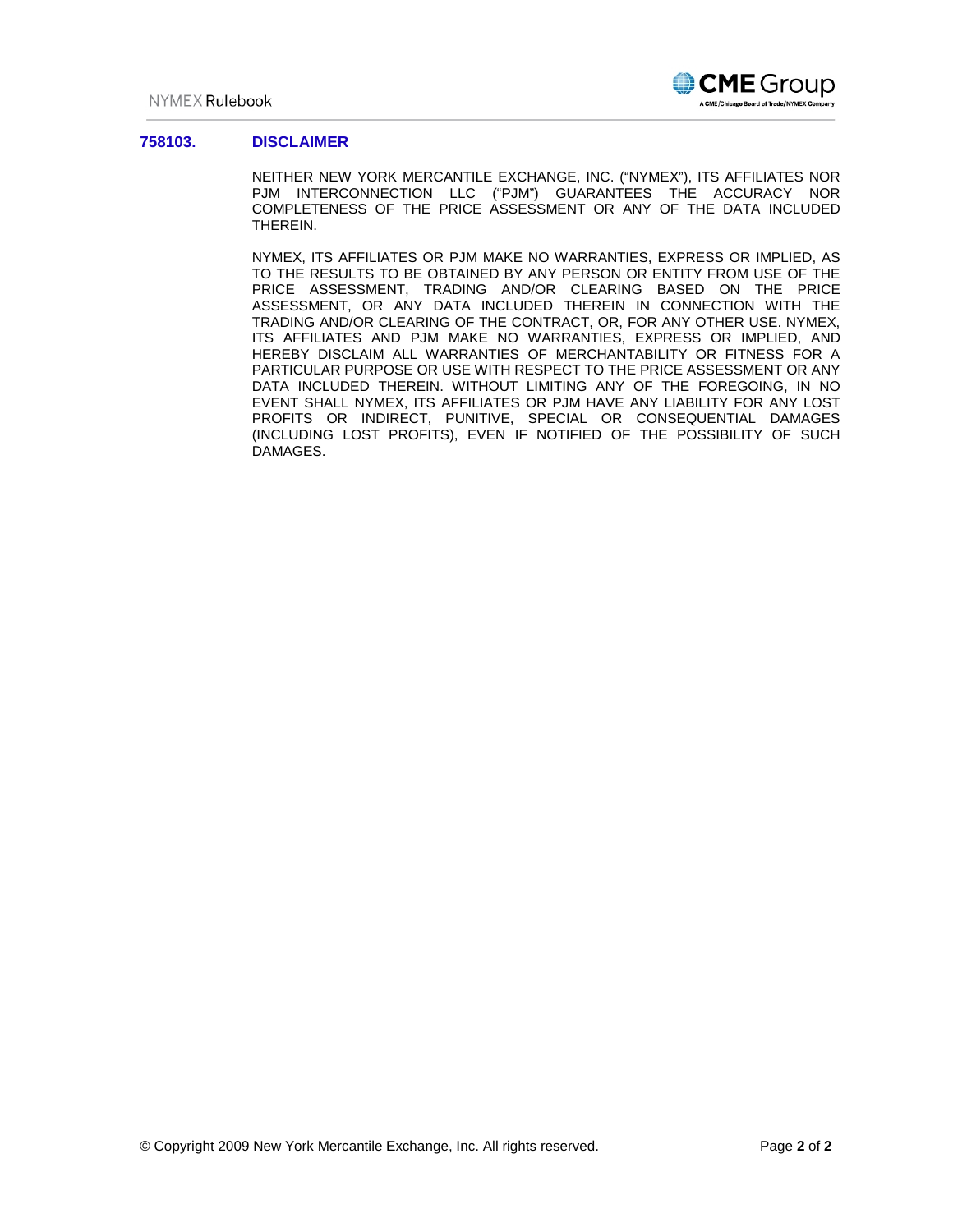## 758103. DISCLAIMER

NEITHER NEW YORK MERCANTILE EXCHANGE, INC. ("NYMEX"), ITS AFFILIATES NOR PJM INTERCONNECTION LLC ("PJM") GUARANTEES THE ACCURACY NOR COMPLETENESS OF THE PRICE ASSESSMENT OR ANY OF THE DATA INCLUDED THEREIN.

NYMEX, ITS AFFILIATES OR PJM MAKE NO WARRANTIES, EXPRESS OR IMPLIED, AS TO THE RESULTS TO BE OBTAINED BY ANY PERSON OR ENTITY FROM USE OF THE PRICE ASSESSMENT, TRADING AND/OR CLEARING BASED ON THE PRICE ASSESSMENT, OR ANY DATA INCLUDED THEREIN IN CONNECTION WITH THE TRADING AND/OR CLEARING OF THE CONTRACT, OR, FOR ANY OTHER USE. NYMEX, ITS AFFILIATES AND PJM MAKE NO WARRANTIES, EXPRESS OR IMPLIED, AND HEREBY DISCLAIM ALL WARRANTIES OF MERCHANTABILITY OR FITNESS FOR A PARTICULAR PURPOSE OR USE WITH RESPECT TO THE PRICE ASSESSMENT OR ANY DATA INCLUDED THEREIN. WITHOUT LIMITING ANY OF THE FOREGOING, IN NO EVENT SHALL NYMEX, ITS AFFILIATES OR PJM HAVE ANY LIABILITY FOR ANY LOST PROFITS OR INDIRECT, PUNITIVE, SPECIAL OR CONSEQUENTIAL DAMAGES (INCLUDING LOST PROFITS), EVEN IF NOTIFIED OF THE POSSIBILITY OF SUCH DAMAGES.